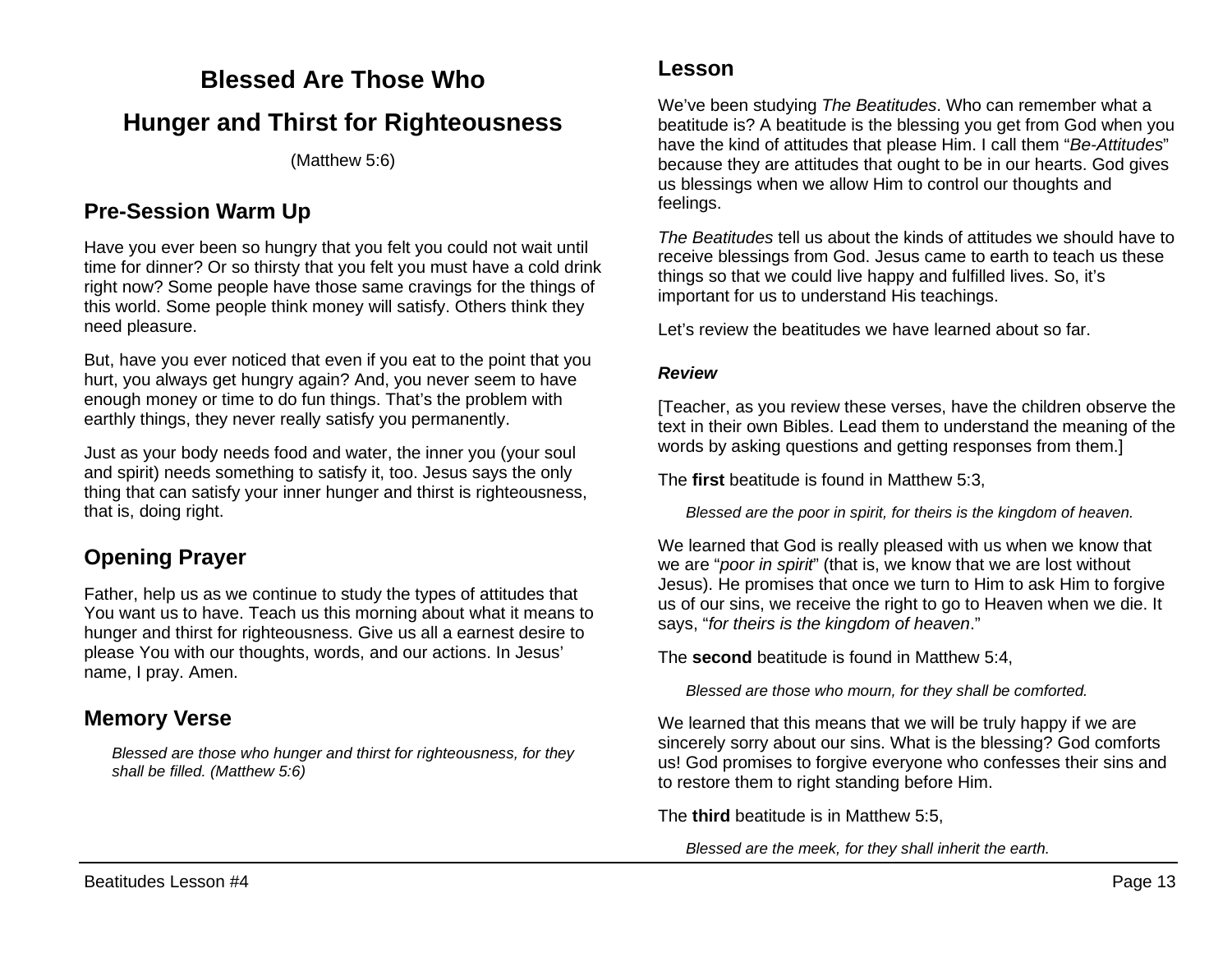# Blessed Are Those Who Hunger and Thirst for Righteousness

(Matthew 5:6)

## Pre-Session Warm Up

Have you ever been so hungry that you felt you could not wait until time for dinner? Or so thirsty that you felt you must have a cold drink right now? Some people have those same cravings for the things of this world. Some people think money will satisfy. Others think they need pleasure.

But, have you ever noticed that even if you eat to the point that you hurt, you always get hungry again? And, you never seem to have enough money or time to do fun things. That's the problem with earthly things, they never really satisfy you permanently.

Just as your body needs food and water, the inner you (your soul and spirit) needs something to satisfy it, too. Jesus says the only thing that can satisfy your inner hunger and thirst is righteousness, that is, doing right.

## Opening Prayer

Father, help us as we continue to study the types of attitudes that You want us to have. Teach us this morning about what it means to hunger and thirst for righteousness. Give us all a earnest desire to please You with our thoughts, words, and our actions. In Jesus' name, I pray. Amen.

## Memory Verse

> *Blessed are those who hunger and thirst for righteousness, for they shall be filled. (Matthew 5:6)*

## Lesson

We've been studying *The Beatitudes*. Who can remember what a beatitude is? A beatitude is the blessing you get from God when you have the kind of attitudes that please Him. I call them "*Be-Attitudes*" because they are attitudes that ought to be in our hearts. God gives us blessings when we allow Him to control our thoughts and feelings.

*The Beatitudes* tell us about the kinds of attitudes we should have to receive blessings from God. Jesus came to earth to teach us these things so that we could live happy and fulfilled lives. So, it's important for us to understand His teachings.

Let's review the beatitudes we have learned about so far.

### *Review*

[Teacher, as you review these verses, have the children observe the text in their own Bibles. Lead them to understand the meaning of the words by asking questions and getting responses from them.]

The **first** beatitude is found in Matthew 5:3,

> *Blessed are the poor in spirit, for theirs is the kingdom of heaven.*

We learned that God is really pleased with us when we know that we are "*poor in spirit*" (that is, we know that we are lost without Jesus). He promises that once we turn to Him to ask Him to forgive us of our sins, we receive the right to go to Heaven when we die. It says, "*for theirs is the kingdom of heaven*."

The **second** beatitude is found in Matthew 5:4,

> *Blessed are those who mourn, for they shall be comforted.*

We learned that this means that we will be truly happy if we are sincerely sorry about our sins. What is the blessing? God comforts us! God promises to forgive everyone who confesses their sins and to restore them to right standing before Him.

The **third** beatitude is in Matthew 5:5,

> *Blessed are the meek, for they shall inherit the earth.*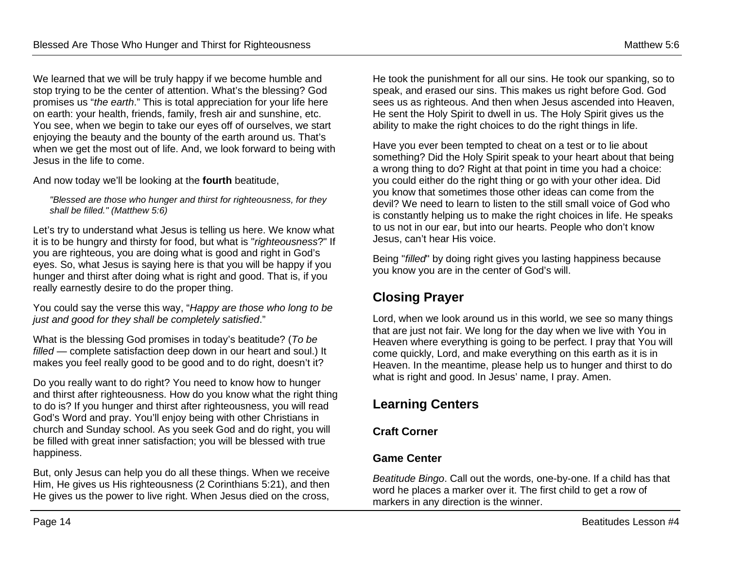We learned that we will be truly happy if we become humble and stop trying to be the center of attention. What's the blessing? God promises us "*the earth*." This is total appreciation for your life here on earth: your health, friends, family, fresh air and sunshine, etc. You see, when we begin to take our eyes off of ourselves, we start enjoying the beauty and the bounty of the earth around us. That's when we get the most out of life. And, we look forward to being with Jesus in the life to come.

And now today we'll be looking at the **fourth** beatitude,

> *"Blessed are those who hunger and thirst for righteousness, for they shall be filled." (Matthew 5:6)*

Let's try to understand what Jesus is telling us here. We know what it is to be hungry and thirsty for food, but what is "*righteousness*?" If you are righteous, you are doing what is good and right in God's eyes. So, what Jesus is saying here is that you will be happy if you hunger and thirst after doing what is right and good. That is, if you really earnestly desire to do the proper thing.

You could say the verse this way, "*Happy are those who long to be just and good for they shall be completely satisfied*."

What is the blessing God promises in today's beatitude? (*To be filled* — complete satisfaction deep down in our heart and soul.) It makes you feel really good to be good and to do right, doesn't it?

Do you really want to do right? You need to know how to hunger and thirst after righteousness. How do you know what the right thing to do is? If you hunger and thirst after righteousness, you will read God's Word and pray. You'll enjoy being with other Christians in church and Sunday school. As you seek God and do right, you will be filled with great inner satisfaction; you will be blessed with true happiness.

But, only Jesus can help you do all these things. When we receive Him, He gives us His righteousness (2 Corinthians 5:21), and then He gives us the power to live right. When Jesus died on the cross, He took the punishment for all our sins. He took our spanking, so to speak, and erased our sins. This makes us right before God. God sees us as righteous. And then when Jesus ascended into Heaven, He sent the Holy Spirit to dwell in us. The Holy Spirit gives us the ability to make the right choices to do the right things in life.

Have you ever been tempted to cheat on a test or to lie about something? Did the Holy Spirit speak to your heart about that being a wrong thing to do? Right at that point in time you had a choice: you could either do the right thing or go with your other idea. Did you know that sometimes those other ideas can come from the devil? We need to learn to listen to the still small voice of God who is constantly helping us to make the right choices in life. He speaks to us not in our ear, but into our hearts. People who don't know Jesus, can't hear His voice.

Being "*filled*" by doing right gives you lasting happiness because you know you are in the center of God's will.

## Closing Prayer

Lord, when we look around us in this world, we see so many things that are just not fair. We long for the day when we live with You in Heaven where everything is going to be perfect. I pray that You will come quickly, Lord, and make everything on this earth as it is in Heaven. In the meantime, please help us to hunger and thirst to do what is right and good. In Jesus' name, I pray. Amen.

## Learning Centers

### Craft Corner

### Game Center

*Beatitude Bingo*. Call out the words, one-by-one. If a child has that word he places a marker over it. The first child to get a row of markers in any direction is the winner.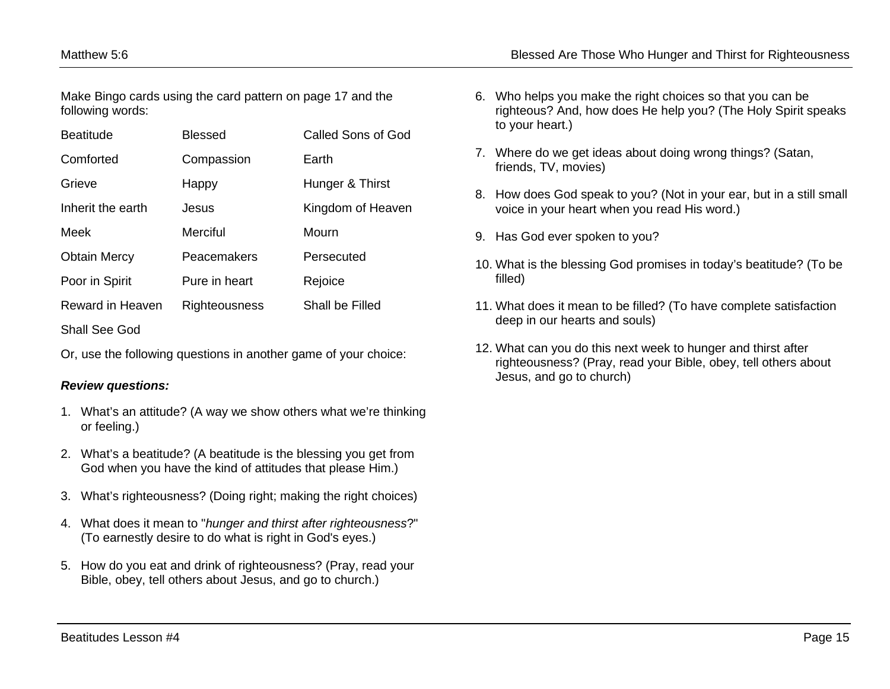Make Bingo cards using the card pattern on page 17 and the following words:

| | | |
|---|---|---|
| Beatitude | Blessed | Called Sons of God |
| Comforted | Compassion | Earth |
| Grieve | Happy | Hunger & Thirst |
| Inherit the earth | Jesus | Kingdom of Heaven |
| Meek | Merciful | Mourn |
| Obtain Mercy | Peacemakers | Persecuted |
| Poor in Spirit | Pure in heart | Rejoice |
| Reward in Heaven | Righteousness | Shall be Filled |
| Shall See God | | |

Or, use the following questions in another game of your choice:

***Review questions:***

1. What's an attitude? (A way we show others what we're thinking or feeling.)
2. What's a beatitude? (A beatitude is the blessing you get from God when you have the kind of attitudes that please Him.)
3. What's righteousness? (Doing right; making the right choices)
4. What does it mean to "*hunger and thirst after righteousness*?" (To earnestly desire to do what is right in God's eyes.)
5. How do you eat and drink of righteousness? (Pray, read your Bible, obey, tell others about Jesus, and go to church.)
6. Who helps you make the right choices so that you can be righteous? And, how does He help you? (The Holy Spirit speaks to your heart.)
7. Where do we get ideas about doing wrong things? (Satan, friends, TV, movies)
8. How does God speak to you? (Not in your ear, but in a still small voice in your heart when you read His word.)
9. Has God ever spoken to you?
10. What is the blessing God promises in today's beatitude? (To be filled)
11. What does it mean to be filled? (To have complete satisfaction deep in our hearts and souls)
12. What can you do this next week to hunger and thirst after righteousness? (Pray, read your Bible, obey, tell others about Jesus, and go to church)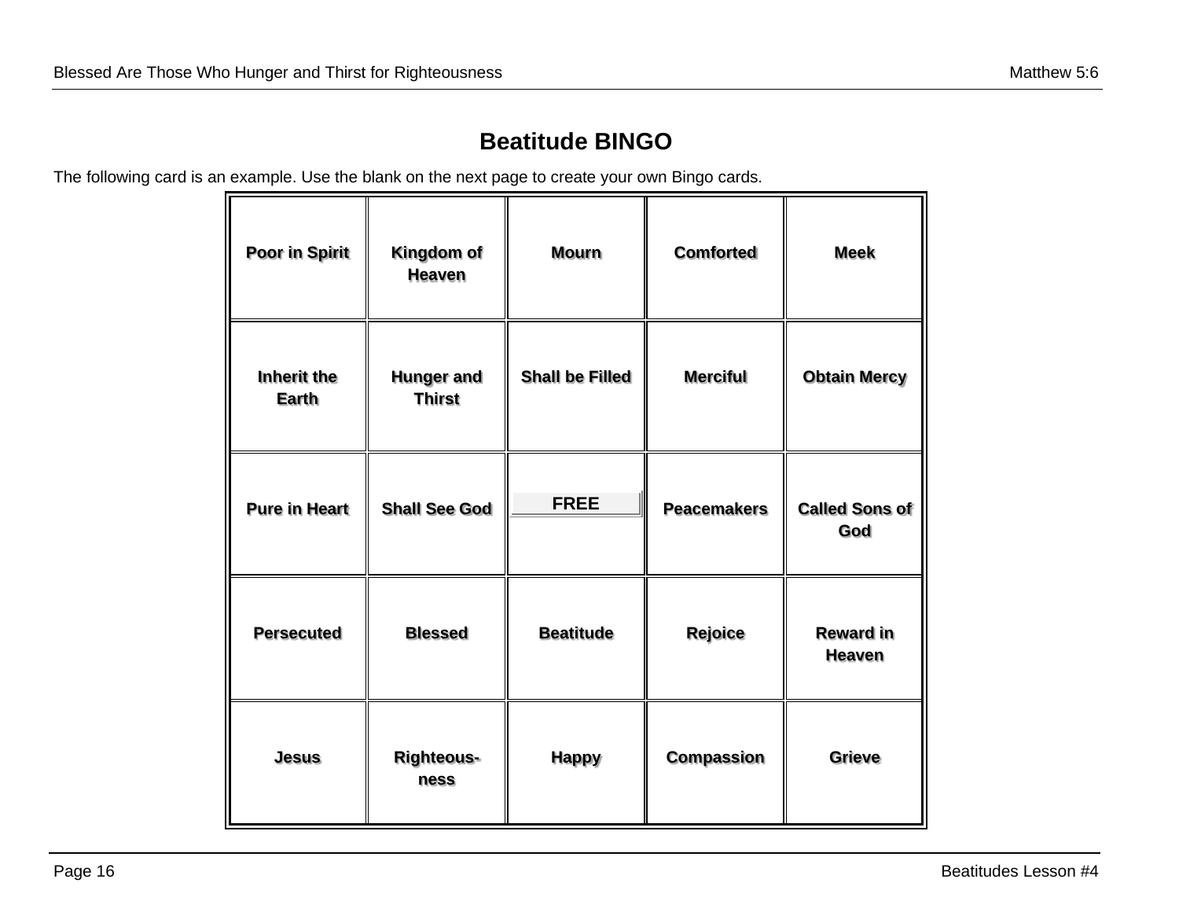# Beatitude BINGO

The following card is an example. Use the blank on the next page to create your own Bingo cards.

| | | | | |
|---|---|---|---|---|
| **Poor in Spirit** | **Kingdom of Heaven** | **Mourn** | **Comforted** | **Meek** |
| **Inherit the Earth** | **Hunger and Thirst** | **Shall be Filled** | **Merciful** | **Obtain Mercy** |
| **Pure in Heart** | **Shall See God** | **FREE** | **Peacemakers** | **Called Sons of God** |
| **Persecuted** | **Blessed** | **Beatitude** | **Rejoice** | **Reward in Heaven** |
| **Jesus** | **Righteous-ness** | **Happy** | **Compassion** | **Grieve** |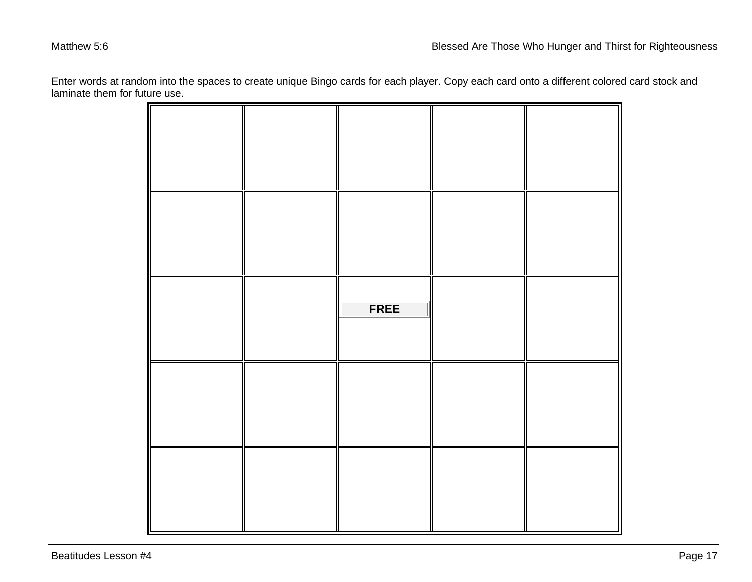Enter words at random into the spaces to create unique Bingo cards for each player. Copy each card onto a different colored card stock and laminate them for future use.

| | | | | |
|---|---|---|---|---|
| | | | | |
| | | | | |
| | | **FREE** | | |
| | | | | |
| | | | | |